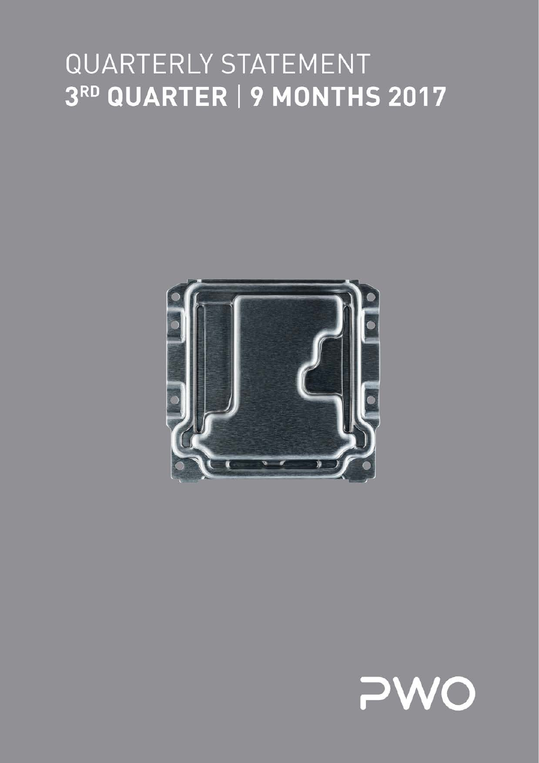# QUARTERLY STATEMENT
## 3RD QUARTER | 9 MONTHS 2017

PWO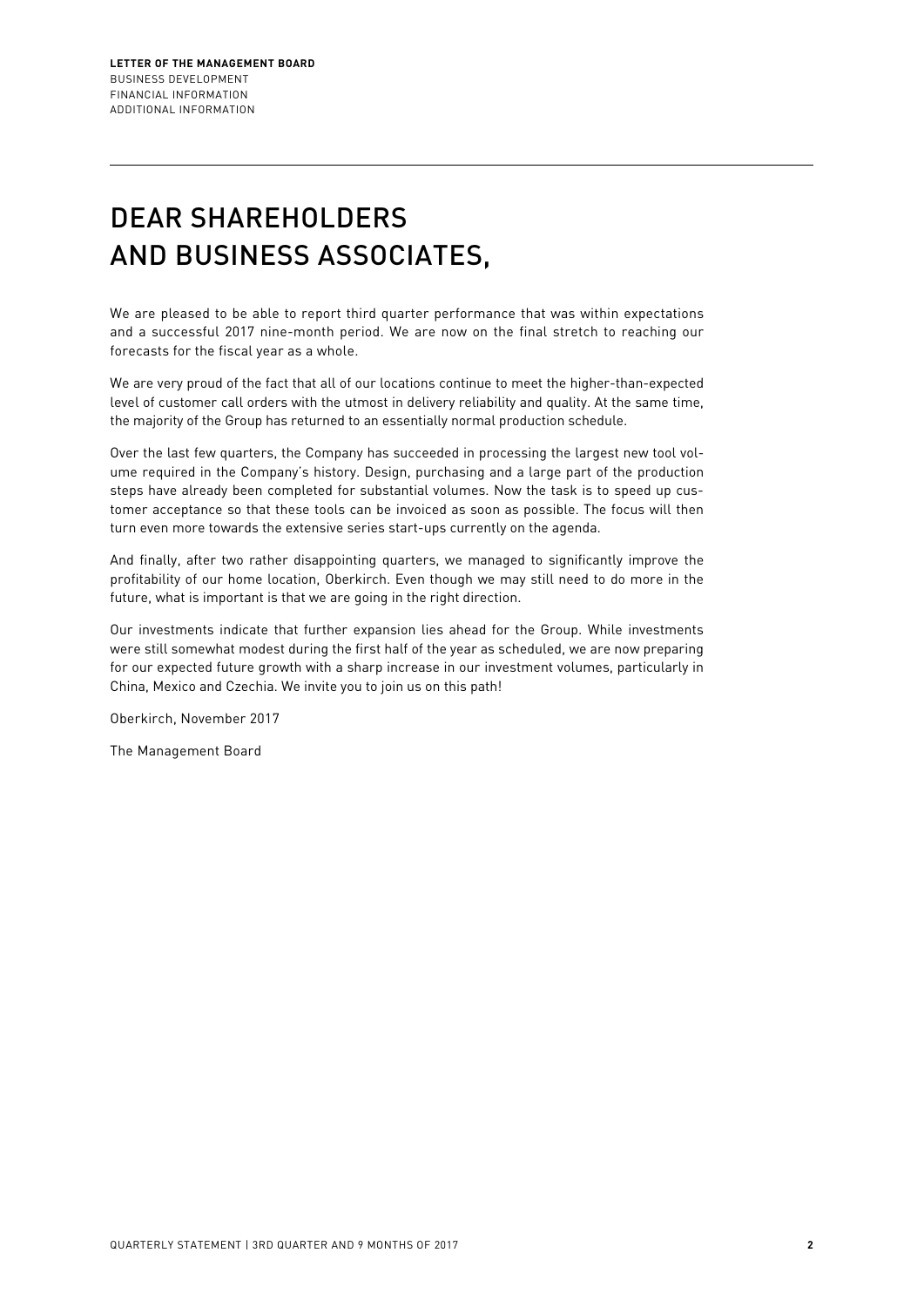# DEAR SHAREHOLDERS AND BUSINESS ASSOCIATES,

We are pleased to be able to report third quarter performance that was within expectations and a successful 2017 nine-month period. We are now on the final stretch to reaching our forecasts for the fiscal year as a whole.

We are very proud of the fact that all of our locations continue to meet the higher-than-expected level of customer call orders with the utmost in delivery reliability and quality. At the same time, the majority of the Group has returned to an essentially normal production schedule.

Over the last few quarters, the Company has succeeded in processing the largest new tool volume required in the Company's history. Design, purchasing and a large part of the production steps have already been completed for substantial volumes. Now the task is to speed up customer acceptance so that these tools can be invoiced as soon as possible. The focus will then turn even more towards the extensive series start-ups currently on the agenda.

And finally, after two rather disappointing quarters, we managed to significantly improve the profitability of our home location, Oberkirch. Even though we may still need to do more in the future, what is important is that we are going in the right direction.

Our investments indicate that further expansion lies ahead for the Group. While investments were still somewhat modest during the first half of the year as scheduled, we are now preparing for our expected future growth with a sharp increase in our investment volumes, particularly in China, Mexico and Czechia. We invite you to join us on this path!

Oberkirch, November 2017

The Management Board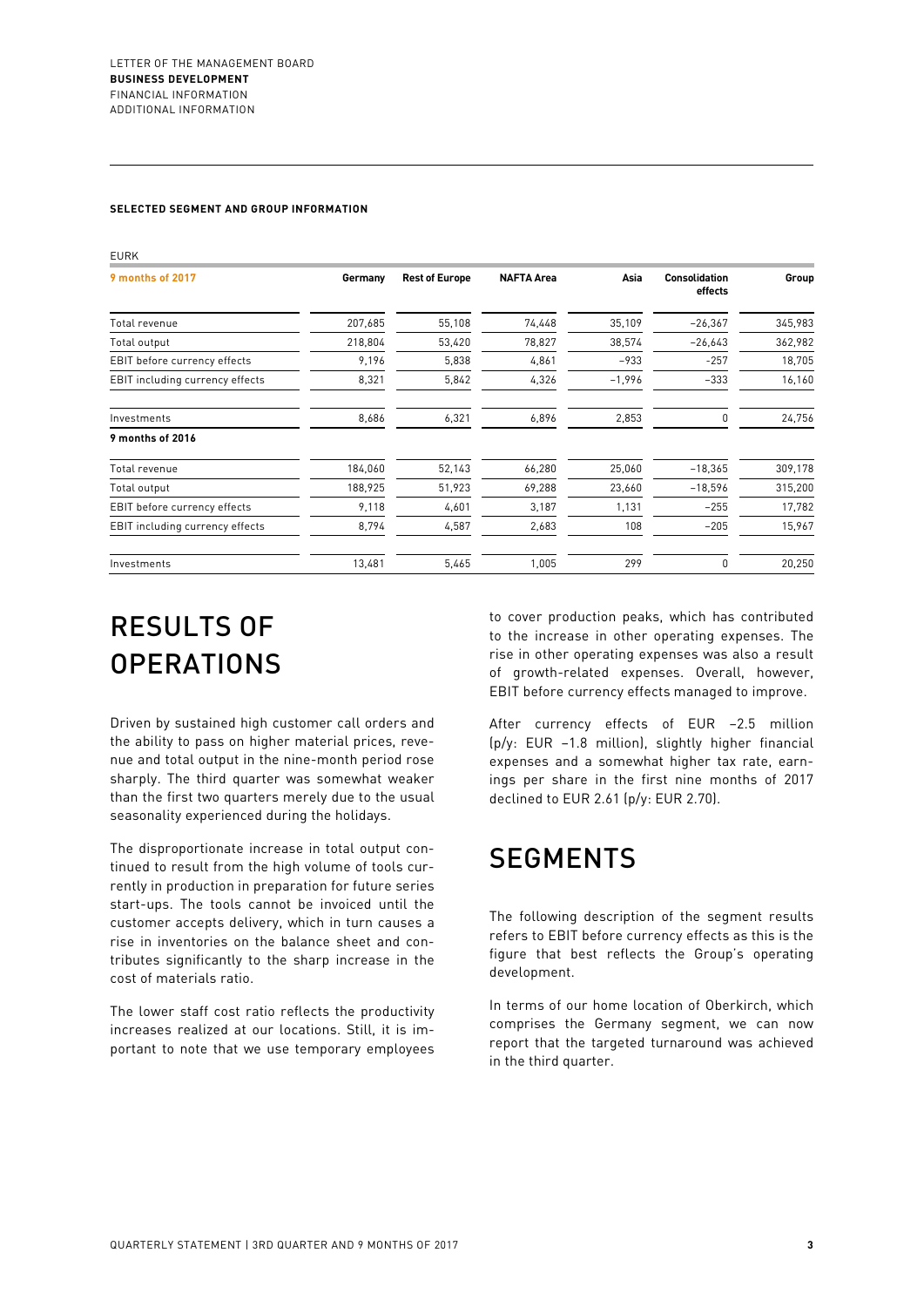**SELECTED SEGMENT AND GROUP INFORMATION**

EURK

| 9 months of 2017 | Germany | Rest of Europe | NAFTA Area | Asia | Consolidation effects | Group |
|---|---|---|---|---|---|---|
| Total revenue | 207,685 | 55,108 | 74,448 | 35,109 | −26,367 | 345,983 |
| Total output | 218,804 | 53,420 | 78,827 | 38,574 | −26,643 | 362,982 |
| EBIT before currency effects | 9,196 | 5,838 | 4,861 | −933 | −257 | 18,705 |
| EBIT including currency effects | 8,321 | 5,842 | 4,326 | −1,996 | −333 | 16,160 |
| Investments | 8,686 | 6,321 | 6,896 | 2,853 | 0 | 24,756 |
| **9 months of 2016** | | | | | | |
| Total revenue | 184,060 | 52,143 | 66,280 | 25,060 | −18,365 | 309,178 |
| Total output | 188,925 | 51,923 | 69,288 | 23,660 | −18,596 | 315,200 |
| EBIT before currency effects | 9,118 | 4,601 | 3,187 | 1,131 | −255 | 17,782 |
| EBIT including currency effects | 8,794 | 4,587 | 2,683 | 108 | −205 | 15,967 |
| Investments | 13,481 | 5,465 | 1,005 | 299 | 0 | 20,250 |

# RESULTS OF OPERATIONS

Driven by sustained high customer call orders and the ability to pass on higher material prices, revenue and total output in the nine-month period rose sharply. The third quarter was somewhat weaker than the first two quarters merely due to the usual seasonality experienced during the holidays.

The disproportionate increase in total output continued to result from the high volume of tools currently in production in preparation for future series start-ups. The tools cannot be invoiced until the customer accepts delivery, which in turn causes a rise in inventories on the balance sheet and contributes significantly to the sharp increase in the cost of materials ratio.

The lower staff cost ratio reflects the productivity increases realized at our locations. Still, it is important to note that we use temporary employees to cover production peaks, which has contributed to the increase in other operating expenses. The rise in other operating expenses was also a result of growth-related expenses. Overall, however, EBIT before currency effects managed to improve.

After currency effects of EUR −2.5 million (p/y: EUR −1.8 million), slightly higher financial expenses and a somewhat higher tax rate, earnings per share in the first nine months of 2017 declined to EUR 2.61 (p/y: EUR 2.70).

# SEGMENTS

The following description of the segment results refers to EBIT before currency effects as this is the figure that best reflects the Group's operating development.

In terms of our home location of Oberkirch, which comprises the Germany segment, we can now report that the targeted turnaround was achieved in the third quarter.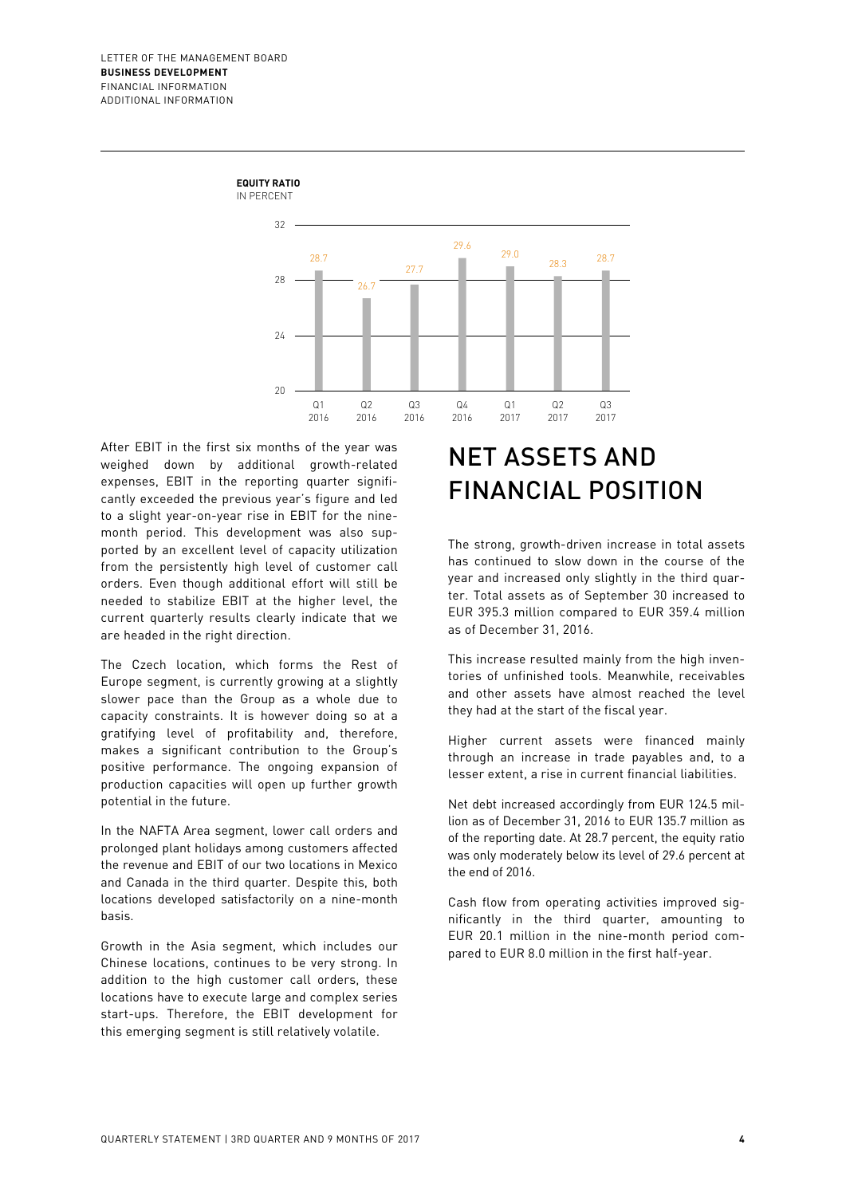**EQUITY RATIO**
IN PERCENT

| Quarter | Equity ratio (%) |
| --- | --- |
| Q1 2016 | 28.7 |
| Q2 2016 | 26.7 |
| Q3 2016 | 27.7 |
| Q4 2016 | 29.6 |
| Q1 2017 | 29.0 |
| Q2 2017 | 28.3 |
| Q3 2017 | 28.7 |

After EBIT in the first six months of the year was weighed down by additional growth-related expenses, EBIT in the reporting quarter significantly exceeded the previous year's figure and led to a slight year-on-year rise in EBIT for the nine-month period. This development was also supported by an excellent level of capacity utilization from the persistently high level of customer call orders. Even though additional effort will still be needed to stabilize EBIT at the higher level, the current quarterly results clearly indicate that we are headed in the right direction.

The Czech location, which forms the Rest of Europe segment, is currently growing at a slightly slower pace than the Group as a whole due to capacity constraints. It is however doing so at a gratifying level of profitability and, therefore, makes a significant contribution to the Group's positive performance. The ongoing expansion of production capacities will open up further growth potential in the future.

In the NAFTA Area segment, lower call orders and prolonged plant holidays among customers affected the revenue and EBIT of our two locations in Mexico and Canada in the third quarter. Despite this, both locations developed satisfactorily on a nine-month basis.

Growth in the Asia segment, which includes our Chinese locations, continues to be very strong. In addition to the high customer call orders, these locations have to execute large and complex series start-ups. Therefore, the EBIT development for this emerging segment is still relatively volatile.

# NET ASSETS AND FINANCIAL POSITION

The strong, growth-driven increase in total assets has continued to slow down in the course of the year and increased only slightly in the third quarter. Total assets as of September 30 increased to EUR 395.3 million compared to EUR 359.4 million as of December 31, 2016.

This increase resulted mainly from the high inventories of unfinished tools. Meanwhile, receivables and other assets have almost reached the level they had at the start of the fiscal year.

Higher current assets were financed mainly through an increase in trade payables and, to a lesser extent, a rise in current financial liabilities.

Net debt increased accordingly from EUR 124.5 million as of December 31, 2016 to EUR 135.7 million as of the reporting date. At 28.7 percent, the equity ratio was only moderately below its level of 29.6 percent at the end of 2016.

Cash flow from operating activities improved significantly in the third quarter, amounting to EUR 20.1 million in the nine-month period compared to EUR 8.0 million in the first half-year.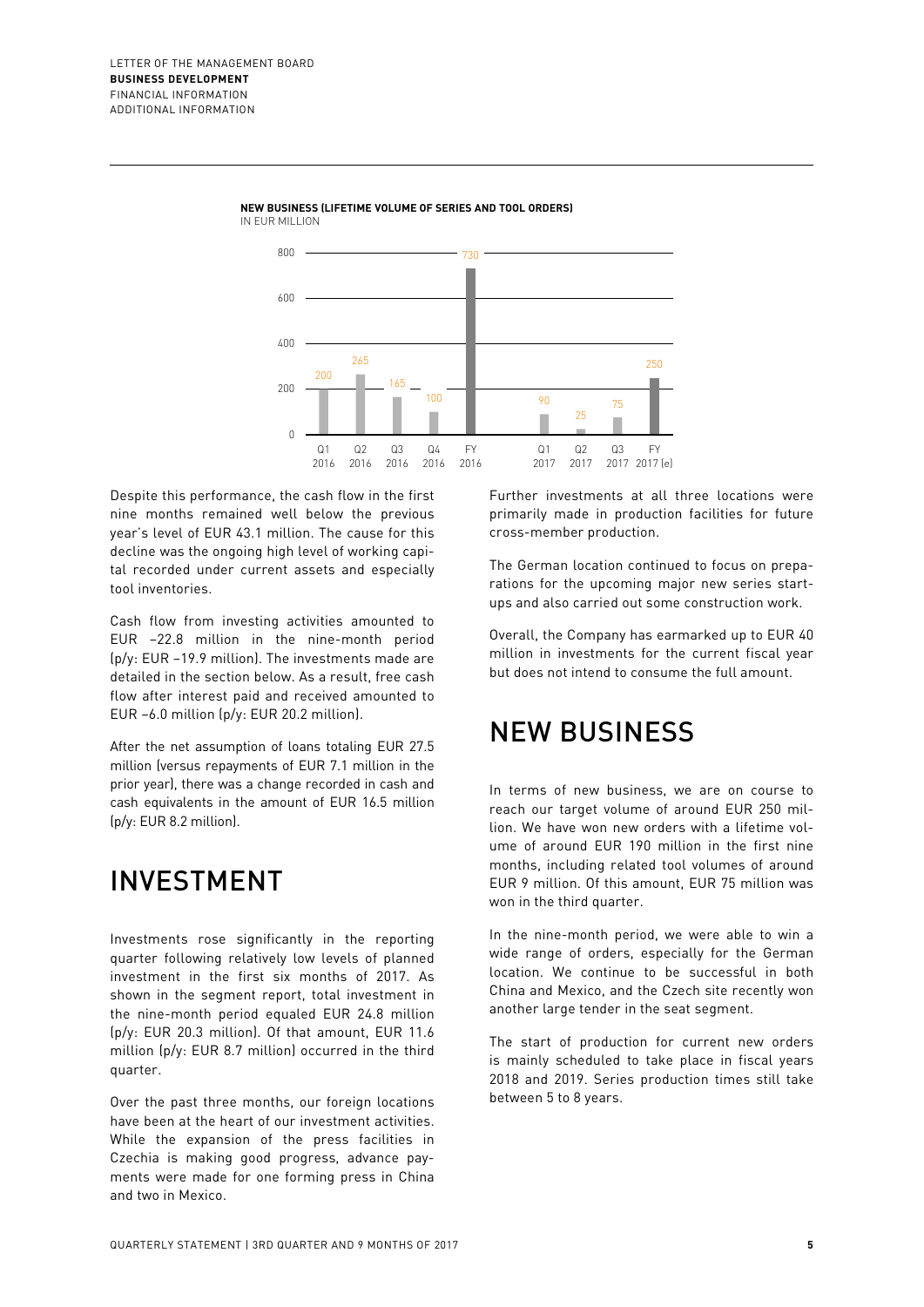**NEW BUSINESS (LIFETIME VOLUME OF SERIES AND TOOL ORDERS)**
IN EUR MILLION

| | Q1 2016 | Q2 2016 | Q3 2016 | Q4 2016 | FY 2016 | Q1 2017 | Q2 2017 | Q3 2017 | FY 2017 (e) |
|---|---|---|---|---|---|---|---|---|---|
| EUR million | 200 | 265 | 165 | 100 | 730 | 90 | 25 | 75 | 250 |

Despite this performance, the cash flow in the first nine months remained well below the previous year's level of EUR 43.1 million. The cause for this decline was the ongoing high level of working capital recorded under current assets and especially tool inventories.

Cash flow from investing activities amounted to EUR –22.8 million in the nine-month period (p/y: EUR –19.9 million). The investments made are detailed in the section below. As a result, free cash flow after interest paid and received amounted to EUR –6.0 million (p/y: EUR 20.2 million).

After the net assumption of loans totaling EUR 27.5 million (versus repayments of EUR 7.1 million in the prior year), there was a change recorded in cash and cash equivalents in the amount of EUR 16.5 million (p/y: EUR 8.2 million).

# INVESTMENT

Investments rose significantly in the reporting quarter following relatively low levels of planned investment in the first six months of 2017. As shown in the segment report, total investment in the nine-month period equaled EUR 24.8 million (p/y: EUR 20.3 million). Of that amount, EUR 11.6 million (p/y: EUR 8.7 million) occurred in the third quarter.

Over the past three months, our foreign locations have been at the heart of our investment activities. While the expansion of the press facilities in Czechia is making good progress, advance payments were made for one forming press in China and two in Mexico.

Further investments at all three locations were primarily made in production facilities for future cross-member production.

The German location continued to focus on preparations for the upcoming major new series start-ups and also carried out some construction work.

Overall, the Company has earmarked up to EUR 40 million in investments for the current fiscal year but does not intend to consume the full amount.

# NEW BUSINESS

In terms of new business, we are on course to reach our target volume of around EUR 250 million. We have won new orders with a lifetime volume of around EUR 190 million in the first nine months, including related tool volumes of around EUR 9 million. Of this amount, EUR 75 million was won in the third quarter.

In the nine-month period, we were able to win a wide range of orders, especially for the German location. We continue to be successful in both China and Mexico, and the Czech site recently won another large tender in the seat segment.

The start of production for current new orders is mainly scheduled to take place in fiscal years 2018 and 2019. Series production times still take between 5 to 8 years.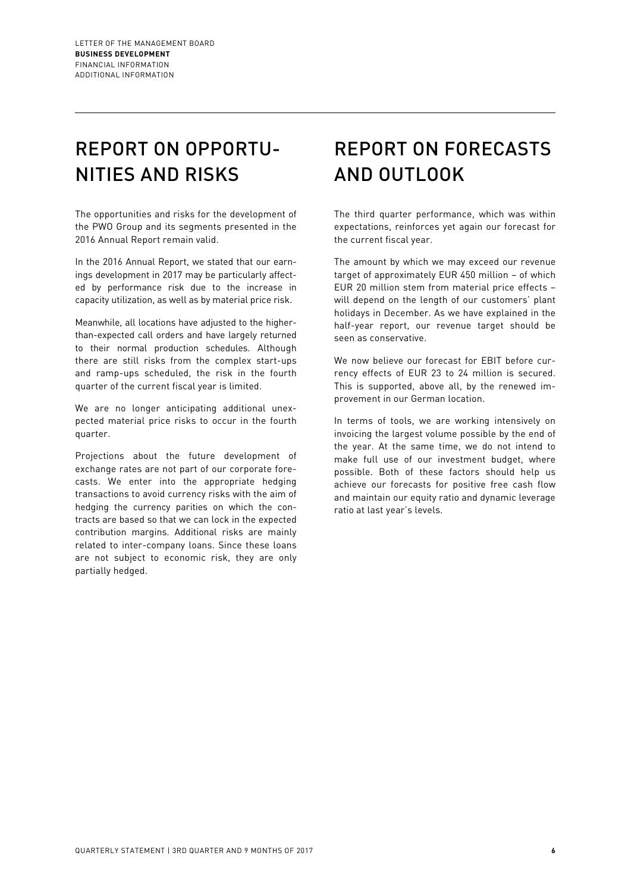# REPORT ON OPPORTUNITIES AND RISKS

The opportunities and risks for the development of the PWO Group and its segments presented in the 2016 Annual Report remain valid.

In the 2016 Annual Report, we stated that our earnings development in 2017 may be particularly affected by performance risk due to the increase in capacity utilization, as well as by material price risk.

Meanwhile, all locations have adjusted to the higher-than-expected call orders and have largely returned to their normal production schedules. Although there are still risks from the complex start-ups and ramp-ups scheduled, the risk in the fourth quarter of the current fiscal year is limited.

We are no longer anticipating additional unexpected material price risks to occur in the fourth quarter.

Projections about the future development of exchange rates are not part of our corporate forecasts. We enter into the appropriate hedging transactions to avoid currency risks with the aim of hedging the currency parities on which the contracts are based so that we can lock in the expected contribution margins. Additional risks are mainly related to inter-company loans. Since these loans are not subject to economic risk, they are only partially hedged.

# REPORT ON FORECASTS AND OUTLOOK

The third quarter performance, which was within expectations, reinforces yet again our forecast for the current fiscal year.

The amount by which we may exceed our revenue target of approximately EUR 450 million – of which EUR 20 million stem from material price effects – will depend on the length of our customers' plant holidays in December. As we have explained in the half-year report, our revenue target should be seen as conservative.

We now believe our forecast for EBIT before currency effects of EUR 23 to 24 million is secured. This is supported, above all, by the renewed improvement in our German location.

In terms of tools, we are working intensively on invoicing the largest volume possible by the end of the year. At the same time, we do not intend to make full use of our investment budget, where possible. Both of these factors should help us achieve our forecasts for positive free cash flow and maintain our equity ratio and dynamic leverage ratio at last year's levels.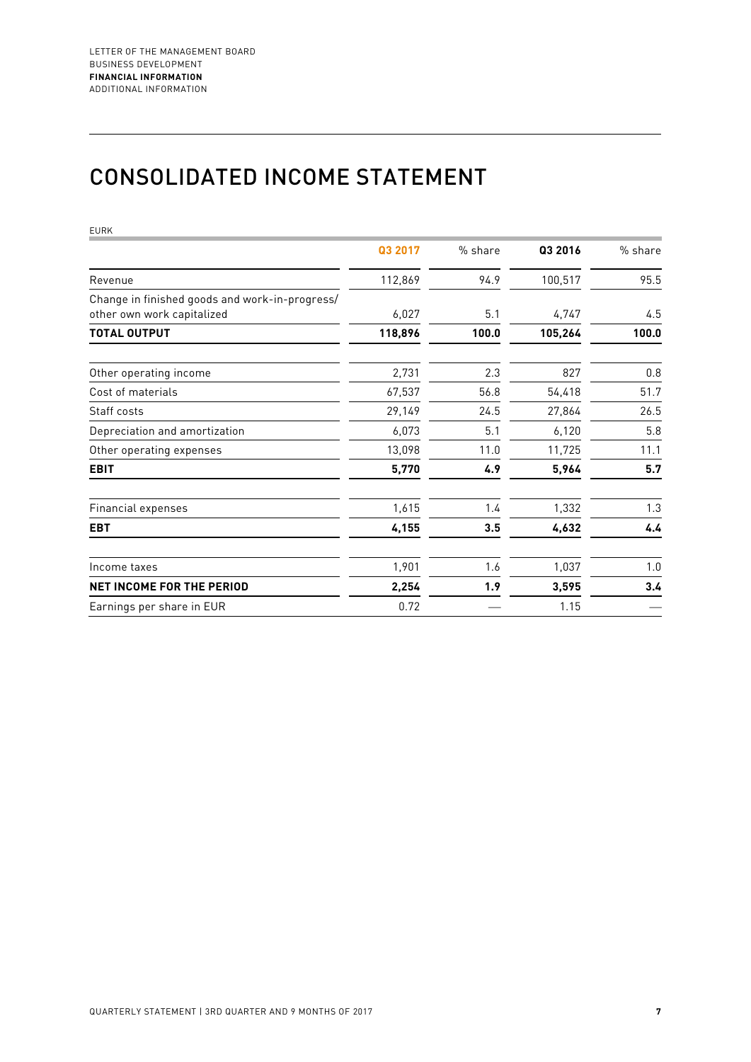# CONSOLIDATED INCOME STATEMENT

EURK

| | Q3 2017 | % share | Q3 2016 | % share |
|---|---|---|---|---|
| Revenue | 112,869 | 94.9 | 100,517 | 95.5 |
| Change in finished goods and work-in-progress/ other own work capitalized | 6,027 | 5.1 | 4,747 | 4.5 |
| **TOTAL OUTPUT** | **118,896** | **100.0** | **105,264** | **100.0** |
| Other operating income | 2,731 | 2.3 | 827 | 0.8 |
| Cost of materials | 67,537 | 56.8 | 54,418 | 51.7 |
| Staff costs | 29,149 | 24.5 | 27,864 | 26.5 |
| Depreciation and amortization | 6,073 | 5.1 | 6,120 | 5.8 |
| Other operating expenses | 13,098 | 11.0 | 11,725 | 11.1 |
| **EBIT** | **5,770** | **4.9** | **5,964** | **5.7** |
| Financial expenses | 1,615 | 1.4 | 1,332 | 1.3 |
| **EBT** | **4,155** | **3.5** | **4,632** | **4.4** |
| Income taxes | 1,901 | 1.6 | 1,037 | 1.0 |
| **NET INCOME FOR THE PERIOD** | **2,254** | **1.9** | **3,595** | **3.4** |
| Earnings per share in EUR | 0.72 | — | 1.15 | — |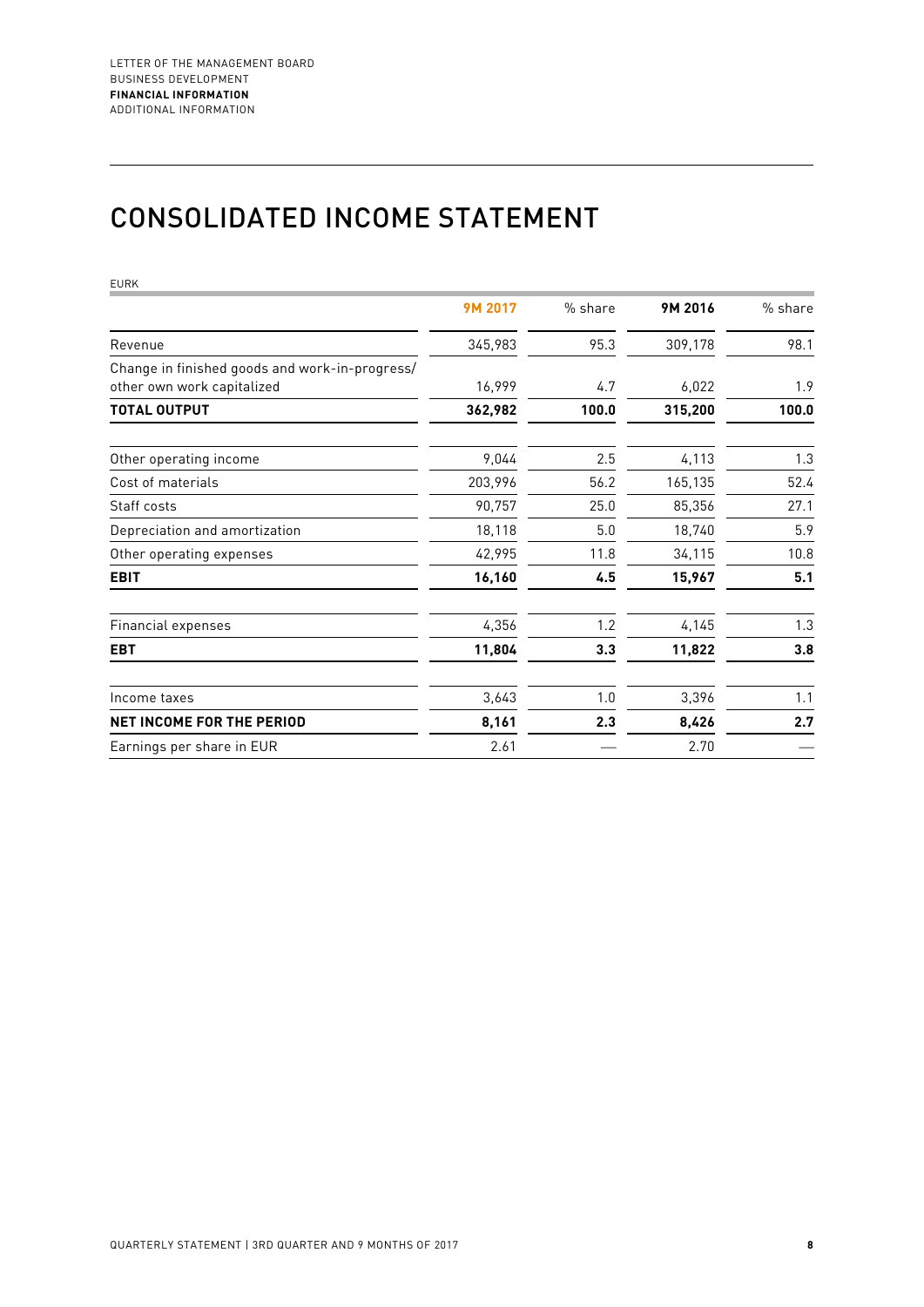# CONSOLIDATED INCOME STATEMENT

EURK

| | 9M 2017 | % share | 9M 2016 | % share |
|---|---|---|---|---|
| Revenue | 345,983 | 95.3 | 309,178 | 98.1 |
| Change in finished goods and work-in-progress/ other own work capitalized | 16,999 | 4.7 | 6,022 | 1.9 |
| **TOTAL OUTPUT** | **362,982** | **100.0** | **315,200** | **100.0** |
| Other operating income | 9,044 | 2.5 | 4,113 | 1.3 |
| Cost of materials | 203,996 | 56.2 | 165,135 | 52.4 |
| Staff costs | 90,757 | 25.0 | 85,356 | 27.1 |
| Depreciation and amortization | 18,118 | 5.0 | 18,740 | 5.9 |
| Other operating expenses | 42,995 | 11.8 | 34,115 | 10.8 |
| **EBIT** | **16,160** | **4.5** | **15,967** | **5.1** |
| Financial expenses | 4,356 | 1.2 | 4,145 | 1.3 |
| **EBT** | **11,804** | **3.3** | **11,822** | **3.8** |
| Income taxes | 3,643 | 1.0 | 3,396 | 1.1 |
| **NET INCOME FOR THE PERIOD** | **8,161** | **2.3** | **8,426** | **2.7** |
| Earnings per share in EUR | 2.61 | — | 2.70 | — |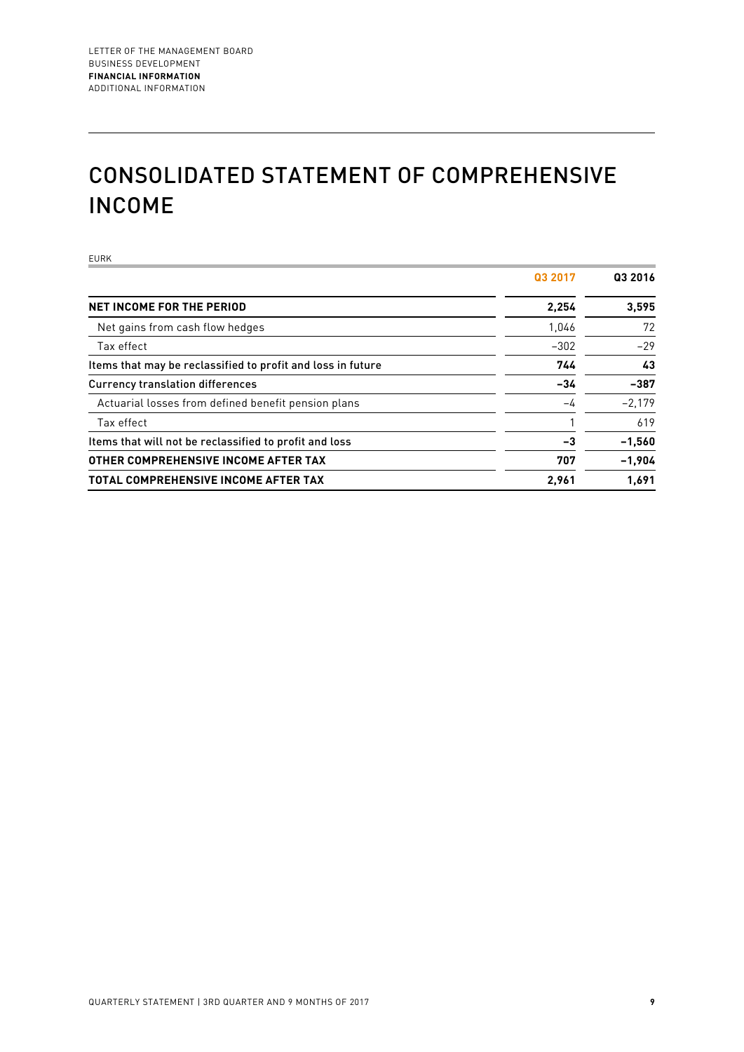# CONSOLIDATED STATEMENT OF COMPREHENSIVE INCOME

EURK

| | Q3 2017 | Q3 2016 |
|---|---|---|
| **NET INCOME FOR THE PERIOD** | **2,254** | **3,595** |
| Net gains from cash flow hedges | 1,046 | 72 |
| Tax effect | –302 | –29 |
| **Items that may be reclassified to profit and loss in future** | **744** | **43** |
| **Currency translation differences** | **–34** | **–387** |
| Actuarial losses from defined benefit pension plans | –4 | –2,179 |
| Tax effect | 1 | 619 |
| **Items that will not be reclassified to profit and loss** | **–3** | **–1,560** |
| **OTHER COMPREHENSIVE INCOME AFTER TAX** | **707** | **–1,904** |
| **TOTAL COMPREHENSIVE INCOME AFTER TAX** | **2,961** | **1,691** |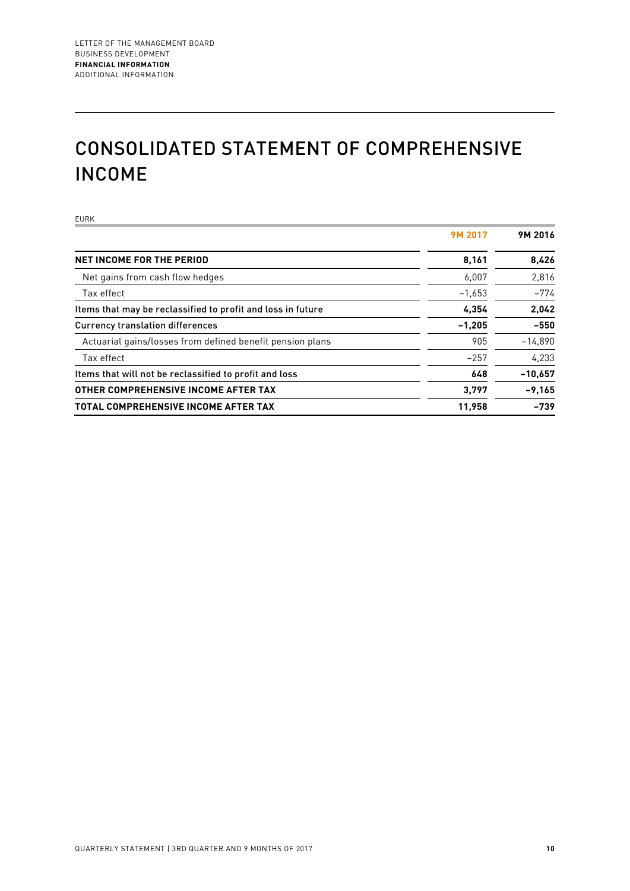# CONSOLIDATED STATEMENT OF COMPREHENSIVE INCOME

EURK

| | 9M 2017 | 9M 2016 |
|---|---|---|
| **NET INCOME FOR THE PERIOD** | **8,161** | **8,426** |
| Net gains from cash flow hedges | 6,007 | 2,816 |
| Tax effect | −1,653 | −774 |
| Items that may be reclassified to profit and loss in future | **4,354** | **2,042** |
| Currency translation differences | **−1,205** | **−550** |
| Actuarial gains/losses from defined benefit pension plans | 905 | −14,890 |
| Tax effect | −257 | 4,233 |
| Items that will not be reclassified to profit and loss | **648** | **−10,657** |
| **OTHER COMPREHENSIVE INCOME AFTER TAX** | **3,797** | **−9,165** |
| **TOTAL COMPREHENSIVE INCOME AFTER TAX** | **11,958** | **−739** |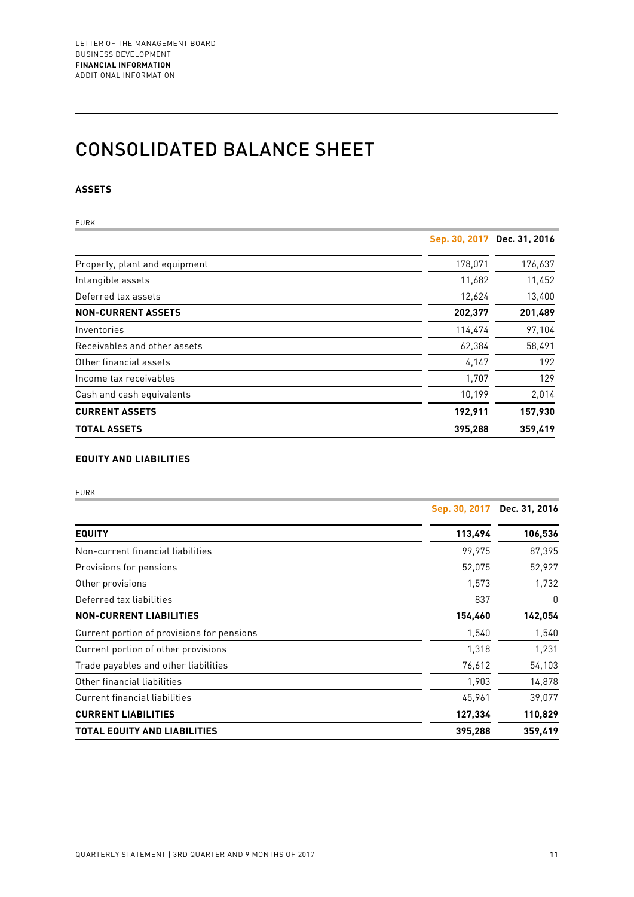# CONSOLIDATED BALANCE SHEET

## ASSETS

EURK

| | Sep. 30, 2017 | Dec. 31, 2016 |
|---|---|---|
| Property, plant and equipment | 178,071 | 176,637 |
| Intangible assets | 11,682 | 11,452 |
| Deferred tax assets | 12,624 | 13,400 |
| **NON-CURRENT ASSETS** | **202,377** | **201,489** |
| Inventories | 114,474 | 97,104 |
| Receivables and other assets | 62,384 | 58,491 |
| Other financial assets | 4,147 | 192 |
| Income tax receivables | 1,707 | 129 |
| Cash and cash equivalents | 10,199 | 2,014 |
| **CURRENT ASSETS** | **192,911** | **157,930** |
| **TOTAL ASSETS** | **395,288** | **359,419** |

## EQUITY AND LIABILITIES

EURK

| | Sep. 30, 2017 | Dec. 31, 2016 |
|---|---|---|
| **EQUITY** | **113,494** | **106,536** |
| Non-current financial liabilities | 99,975 | 87,395 |
| Provisions for pensions | 52,075 | 52,927 |
| Other provisions | 1,573 | 1,732 |
| Deferred tax liabilities | 837 | 0 |
| **NON-CURRENT LIABILITIES** | **154,460** | **142,054** |
| Current portion of provisions for pensions | 1,540 | 1,540 |
| Current portion of other provisions | 1,318 | 1,231 |
| Trade payables and other liabilities | 76,612 | 54,103 |
| Other financial liabilities | 1,903 | 14,878 |
| Current financial liabilities | 45,961 | 39,077 |
| **CURRENT LIABILITIES** | **127,334** | **110,829** |
| **TOTAL EQUITY AND LIABILITIES** | **395,288** | **359,419** |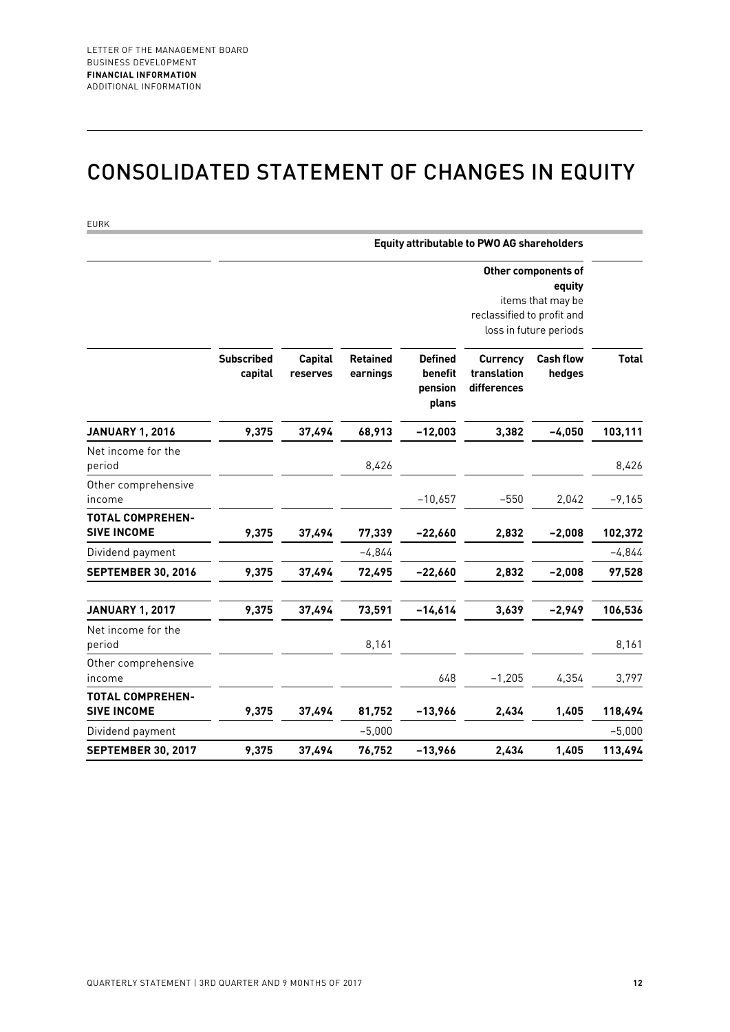# CONSOLIDATED STATEMENT OF CHANGES IN EQUITY

EURK

| | Equity attributable to PWO AG shareholders | | | | | | |
|---|---|---|---|---|---|---|---|
| | | | | | Other components of equity items that may be reclassified to profit and loss in future periods | | |
| | **Subscribed capital** | **Capital reserves** | **Retained earnings** | **Defined benefit pension plans** | **Currency translation differences** | **Cash flow hedges** | **Total** |
| **JANUARY 1, 2016** | **9,375** | **37,494** | **68,913** | **−12,003** | **3,382** | **−4,050** | **103,111** |
| Net income for the period | | | 8,426 | | | | 8,426 |
| Other comprehensive income | | | | −10,657 | −550 | 2,042 | −9,165 |
| **TOTAL COMPREHENSIVE INCOME** | **9,375** | **37,494** | **77,339** | **−22,660** | **2,832** | **−2,008** | **102,372** |
| Dividend payment | | | −4,844 | | | | −4,844 |
| **SEPTEMBER 30, 2016** | **9,375** | **37,494** | **72,495** | **−22,660** | **2,832** | **−2,008** | **97,528** |
| **JANUARY 1, 2017** | **9,375** | **37,494** | **73,591** | **−14,614** | **3,639** | **−2,949** | **106,536** |
| Net income for the period | | | 8,161 | | | | 8,161 |
| Other comprehensive income | | | | 648 | −1,205 | 4,354 | 3,797 |
| **TOTAL COMPREHENSIVE INCOME** | **9,375** | **37,494** | **81,752** | **−13,966** | **2,434** | **1,405** | **118,494** |
| Dividend payment | | | −5,000 | | | | −5,000 |
| **SEPTEMBER 30, 2017** | **9,375** | **37,494** | **76,752** | **−13,966** | **2,434** | **1,405** | **113,494** |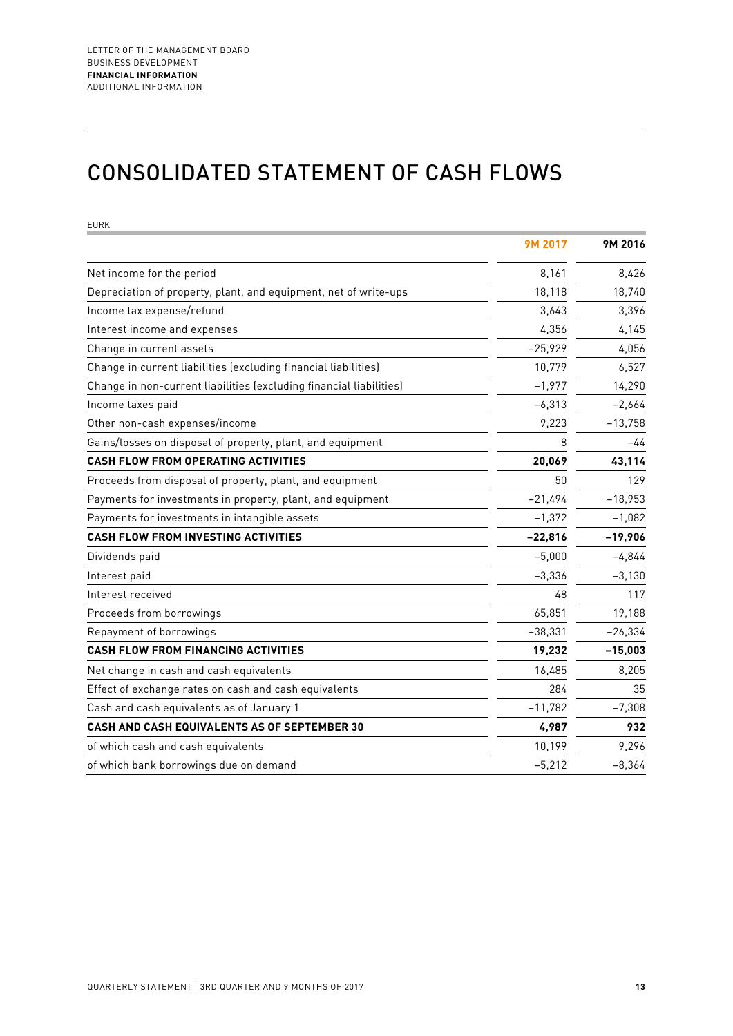# CONSOLIDATED STATEMENT OF CASH FLOWS

EURK

| | 9M 2017 | 9M 2016 |
|---|---|---|
| Net income for the period | 8,161 | 8,426 |
| Depreciation of property, plant, and equipment, net of write-ups | 18,118 | 18,740 |
| Income tax expense/refund | 3,643 | 3,396 |
| Interest income and expenses | 4,356 | 4,145 |
| Change in current assets | −25,929 | 4,056 |
| Change in current liabilities (excluding financial liabilities) | 10,779 | 6,527 |
| Change in non-current liabilities (excluding financial liabilities) | −1,977 | 14,290 |
| Income taxes paid | −6,313 | −2,664 |
| Other non-cash expenses/income | 9,223 | −13,758 |
| Gains/losses on disposal of property, plant, and equipment | 8 | −44 |
| **CASH FLOW FROM OPERATING ACTIVITIES** | **20,069** | **43,114** |
| Proceeds from disposal of property, plant, and equipment | 50 | 129 |
| Payments for investments in property, plant, and equipment | −21,494 | −18,953 |
| Payments for investments in intangible assets | −1,372 | −1,082 |
| **CASH FLOW FROM INVESTING ACTIVITIES** | **−22,816** | **−19,906** |
| Dividends paid | −5,000 | −4,844 |
| Interest paid | −3,336 | −3,130 |
| Interest received | 48 | 117 |
| Proceeds from borrowings | 65,851 | 19,188 |
| Repayment of borrowings | −38,331 | −26,334 |
| **CASH FLOW FROM FINANCING ACTIVITIES** | **19,232** | **−15,003** |
| Net change in cash and cash equivalents | 16,485 | 8,205 |
| Effect of exchange rates on cash and cash equivalents | 284 | 35 |
| Cash and cash equivalents as of January 1 | −11,782 | −7,308 |
| **CASH AND CASH EQUIVALENTS AS OF SEPTEMBER 30** | **4,987** | **932** |
| of which cash and cash equivalents | 10,199 | 9,296 |
| of which bank borrowings due on demand | −5,212 | −8,364 |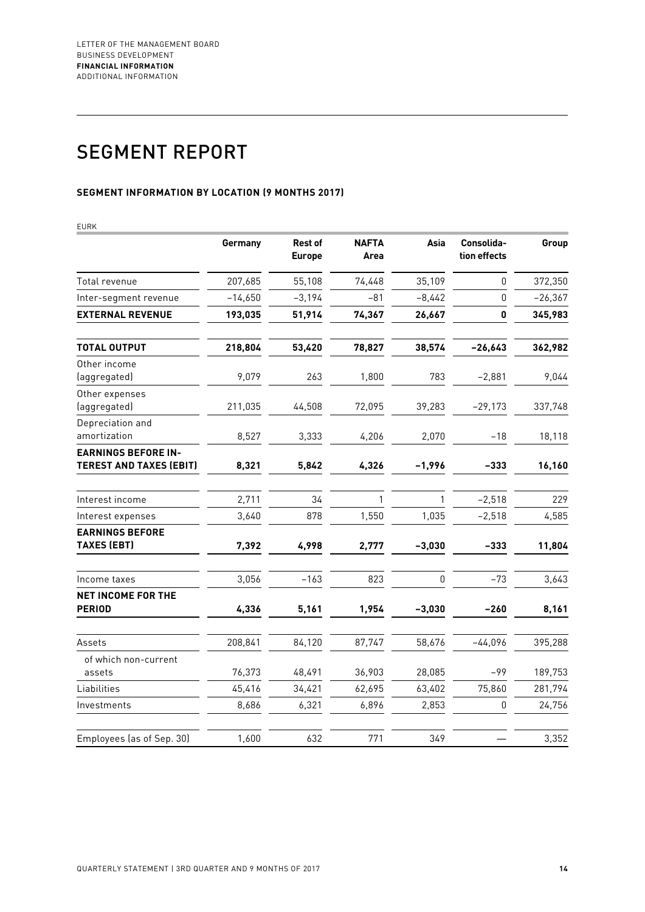# SEGMENT REPORT

### SEGMENT INFORMATION BY LOCATION (9 MONTHS 2017)

EURK

| | Germany | Rest of Europe | NAFTA Area | Asia | Consolida-tion effects | Group |
|---|---|---|---|---|---|---|
| Total revenue | 207,685 | 55,108 | 74,448 | 35,109 | 0 | 372,350 |
| Inter-segment revenue | –14,650 | –3,194 | –81 | –8,442 | 0 | –26,367 |
| **EXTERNAL REVENUE** | **193,035** | **51,914** | **74,367** | **26,667** | **0** | **345,983** |
| **TOTAL OUTPUT** | **218,804** | **53,420** | **78,827** | **38,574** | **–26,643** | **362,982** |
| Other income (aggregated) | 9,079 | 263 | 1,800 | 783 | –2,881 | 9,044 |
| Other expenses (aggregated) | 211,035 | 44,508 | 72,095 | 39,283 | –29,173 | 337,748 |
| Depreciation and amortization | 8,527 | 3,333 | 4,206 | 2,070 | –18 | 18,118 |
| **EARNINGS BEFORE INTEREST AND TAXES (EBIT)** | **8,321** | **5,842** | **4,326** | **–1,996** | **–333** | **16,160** |
| Interest income | 2,711 | 34 | 1 | 1 | –2,518 | 229 |
| Interest expenses | 3,640 | 878 | 1,550 | 1,035 | –2,518 | 4,585 |
| **EARNINGS BEFORE TAXES (EBT)** | **7,392** | **4,998** | **2,777** | **–3,030** | **–333** | **11,804** |
| Income taxes | 3,056 | –163 | 823 | 0 | –73 | 3,643 |
| **NET INCOME FOR THE PERIOD** | **4,336** | **5,161** | **1,954** | **–3,030** | **–260** | **8,161** |
| Assets | 208,841 | 84,120 | 87,747 | 58,676 | –44,096 | 395,288 |
| of which non-current assets | 76,373 | 48,491 | 36,903 | 28,085 | –99 | 189,753 |
| Liabilities | 45,416 | 34,421 | 62,695 | 63,402 | 75,860 | 281,794 |
| Investments | 8,686 | 6,321 | 6,896 | 2,853 | 0 | 24,756 |
| Employees (as of Sep. 30) | 1,600 | 632 | 771 | 349 | — | 3,352 |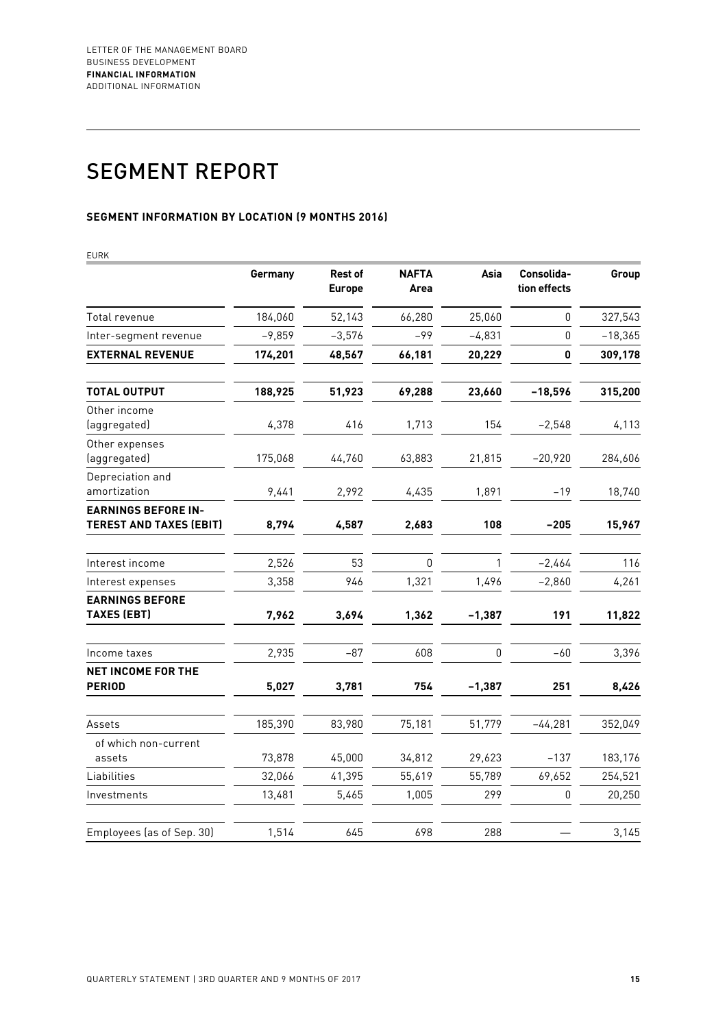# SEGMENT REPORT

### SEGMENT INFORMATION BY LOCATION (9 MONTHS 2016)

EURK

| | Germany | Rest of Europe | NAFTA Area | Asia | Consolidation effects | Group |
|---|---|---|---|---|---|---|
| Total revenue | 184,060 | 52,143 | 66,280 | 25,060 | 0 | 327,543 |
| Inter-segment revenue | –9,859 | –3,576 | –99 | –4,831 | 0 | –18,365 |
| **EXTERNAL REVENUE** | **174,201** | **48,567** | **66,181** | **20,229** | **0** | **309,178** |
| **TOTAL OUTPUT** | **188,925** | **51,923** | **69,288** | **23,660** | **–18,596** | **315,200** |
| Other income (aggregated) | 4,378 | 416 | 1,713 | 154 | –2,548 | 4,113 |
| Other expenses (aggregated) | 175,068 | 44,760 | 63,883 | 21,815 | –20,920 | 284,606 |
| Depreciation and amortization | 9,441 | 2,992 | 4,435 | 1,891 | –19 | 18,740 |
| **EARNINGS BEFORE INTEREST AND TAXES (EBIT)** | **8,794** | **4,587** | **2,683** | **108** | **–205** | **15,967** |
| Interest income | 2,526 | 53 | 0 | 1 | –2,464 | 116 |
| Interest expenses | 3,358 | 946 | 1,321 | 1,496 | –2,860 | 4,261 |
| **EARNINGS BEFORE TAXES (EBT)** | **7,962** | **3,694** | **1,362** | **–1,387** | **191** | **11,822** |
| Income taxes | 2,935 | –87 | 608 | 0 | –60 | 3,396 |
| **NET INCOME FOR THE PERIOD** | **5,027** | **3,781** | **754** | **–1,387** | **251** | **8,426** |
| Assets | 185,390 | 83,980 | 75,181 | 51,779 | –44,281 | 352,049 |
| of which non-current assets | 73,878 | 45,000 | 34,812 | 29,623 | –137 | 183,176 |
| Liabilities | 32,066 | 41,395 | 55,619 | 55,789 | 69,652 | 254,521 |
| Investments | 13,481 | 5,465 | 1,005 | 299 | 0 | 20,250 |
| Employees (as of Sep. 30) | 1,514 | 645 | 698 | 288 | — | 3,145 |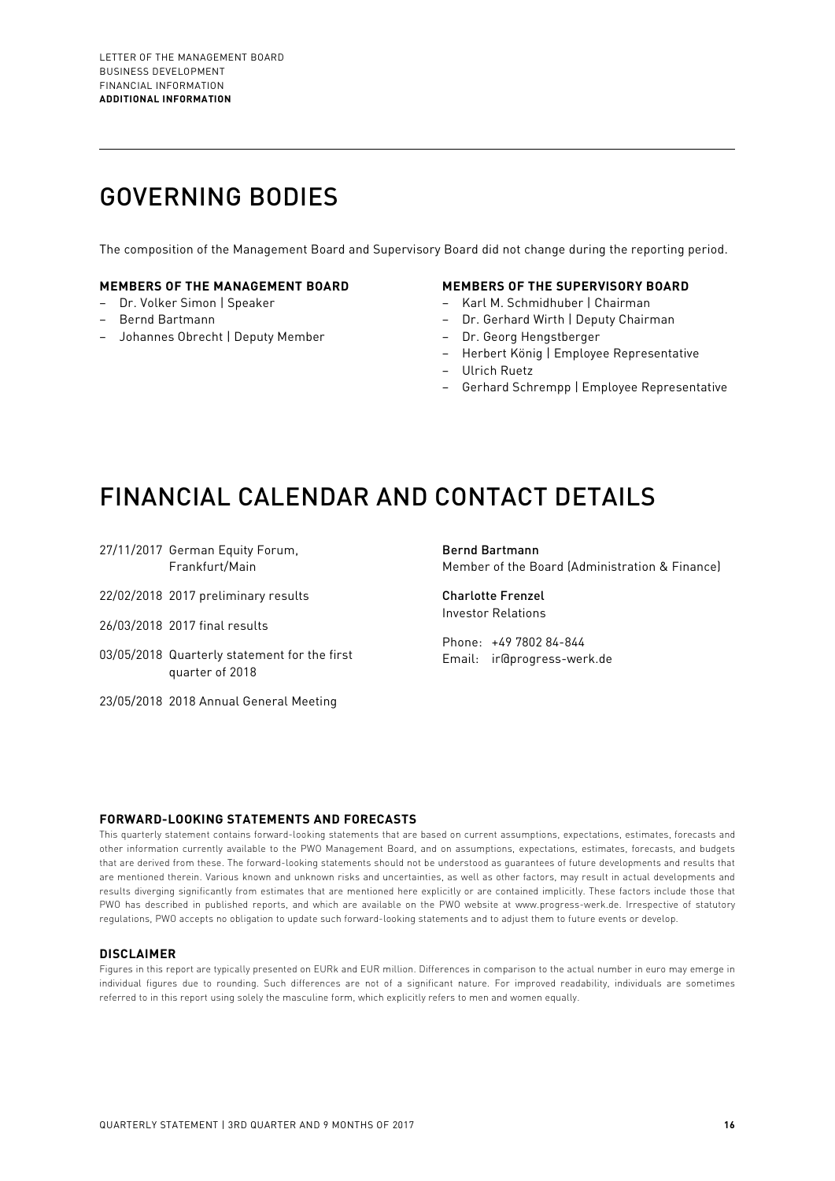# GOVERNING BODIES

The composition of the Management Board and Supervisory Board did not change during the reporting period.

**MEMBERS OF THE MANAGEMENT BOARD**

- Dr. Volker Simon | Speaker
- Bernd Bartmann
- Johannes Obrecht | Deputy Member

**MEMBERS OF THE SUPERVISORY BOARD**

- Karl M. Schmidhuber | Chairman
- Dr. Gerhard Wirth | Deputy Chairman
- Dr. Georg Hengstberger
- Herbert König | Employee Representative
- Ulrich Ruetz
- Gerhard Schrempp | Employee Representative

# FINANCIAL CALENDAR AND CONTACT DETAILS

| | |
|---|---|
| 27/11/2017 | German Equity Forum, Frankfurt/Main |
| 22/02/2018 | 2017 preliminary results |
| 26/03/2018 | 2017 final results |
| 03/05/2018 | Quarterly statement for the first quarter of 2018 |
| 23/05/2018 | 2018 Annual General Meeting |

Bernd Bartmann
Member of the Board (Administration & Finance)

Charlotte Frenzel
Investor Relations

Phone: +49 7802 84-844
Email: ir@progress-werk.de

**FORWARD-LOOKING STATEMENTS AND FORECASTS**

This quarterly statement contains forward-looking statements that are based on current assumptions, expectations, estimates, forecasts and other information currently available to the PWO Management Board, and on assumptions, expectations, estimates, forecasts, and budgets that are derived from these. The forward-looking statements should not be understood as guarantees of future developments and results that are mentioned therein. Various known and unknown risks and uncertainties, as well as other factors, may result in actual developments and results diverging significantly from estimates that are mentioned here explicitly or are contained implicitly. These factors include those that PWO has described in published reports, and which are available on the PWO website at www.progress-werk.de. Irrespective of statutory regulations, PWO accepts no obligation to update such forward-looking statements and to adjust them to future events or develop.

**DISCLAIMER**

Figures in this report are typically presented on EURk and EUR million. Differences in comparison to the actual number in euro may emerge in individual figures due to rounding. Such differences are not of a significant nature. For improved readability, individuals are sometimes referred to in this report using solely the masculine form, which explicitly refers to men and women equally.